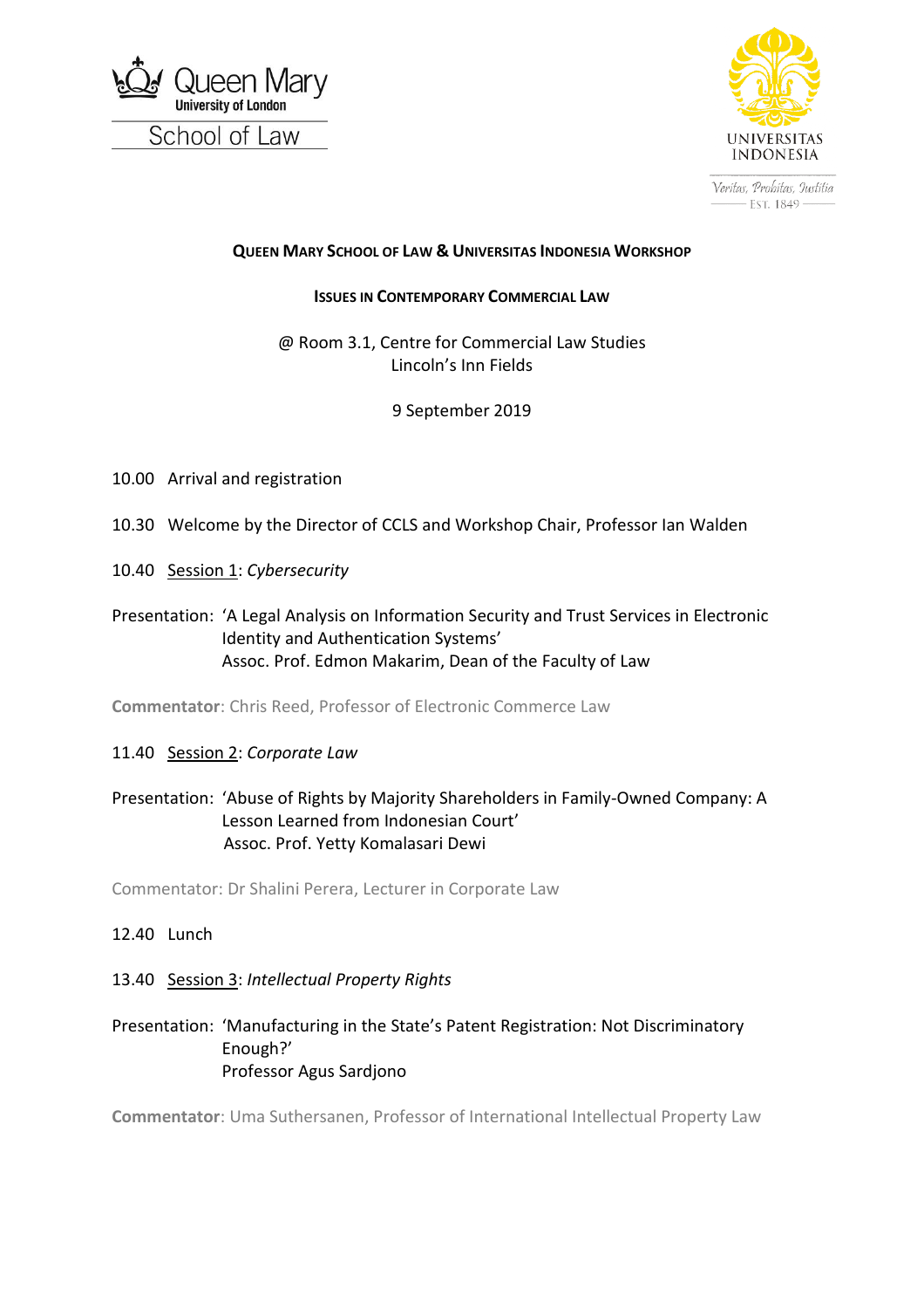Queen Mary University of London
School of Law

UNIVERSITAS INDONESIA
*Veritas, Probitas, Iustitia*
EST. 1849

# Queen Mary School of Law & Universitas Indonesia Workshop

## Issues in Contemporary Commercial Law

@ Room 3.1, Centre for Commercial Law Studies
Lincoln's Inn Fields

9 September 2019

10.00 Arrival and registration

10.30 Welcome by the Director of CCLS and Workshop Chair, Professor Ian Walden

10.40 Session 1: *Cybersecurity*

Presentation: 'A Legal Analysis on Information Security and Trust Services in Electronic Identity and Authentication Systems'
Assoc. Prof. Edmon Makarim, Dean of the Faculty of Law

**Commentator**: Chris Reed, Professor of Electronic Commerce Law

11.40 Session 2: *Corporate Law*

Presentation: 'Abuse of Rights by Majority Shareholders in Family-Owned Company: A Lesson Learned from Indonesian Court'
Assoc. Prof. Yetty Komalasari Dewi

Commentator: Dr Shalini Perera, Lecturer in Corporate Law

12.40 Lunch

13.40 Session 3: *Intellectual Property Rights*

Presentation: 'Manufacturing in the State's Patent Registration: Not Discriminatory Enough?'
Professor Agus Sardjono

**Commentator**: Uma Suthersanen, Professor of International Intellectual Property Law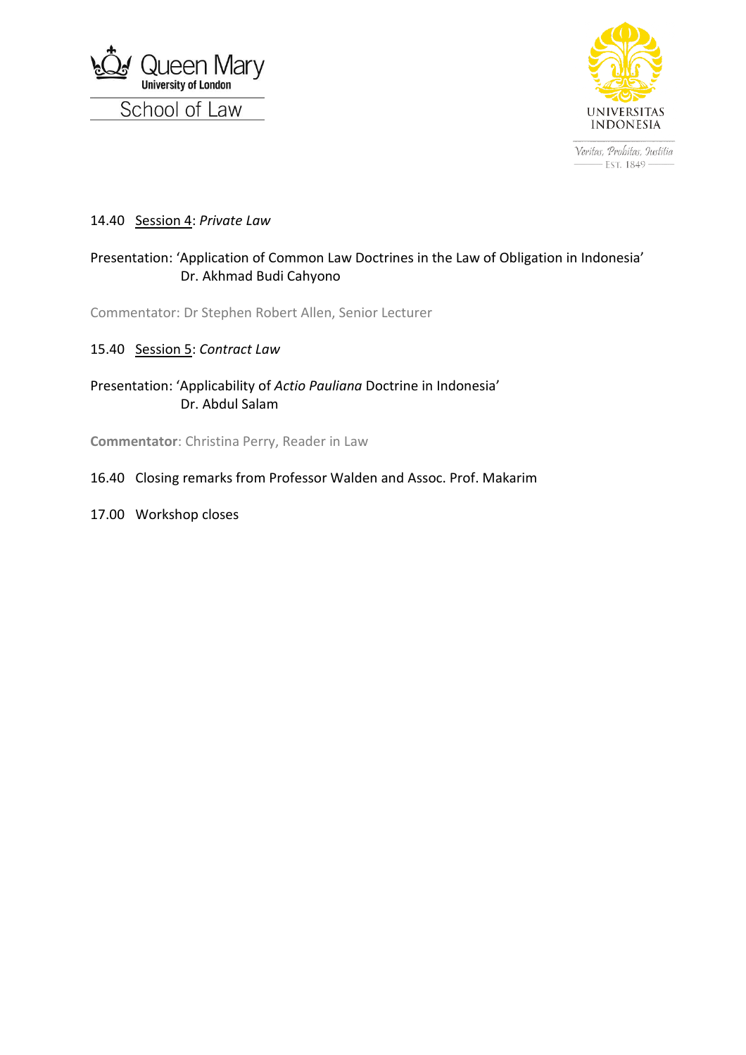Queen Mary University of London

School of Law

UNIVERSITAS INDONESIA

*Veritas, Probitas, Iustitia*

EST. 1849

14.40 Session 4: *Private Law*

Presentation: 'Application of Common Law Doctrines in the Law of Obligation in Indonesia'
Dr. Akhmad Budi Cahyono

Commentator: Dr Stephen Robert Allen, Senior Lecturer

15.40 Session 5: *Contract Law*

Presentation: 'Applicability of *Actio Pauliana* Doctrine in Indonesia'
Dr. Abdul Salam

**Commentator**: Christina Perry, Reader in Law

16.40 Closing remarks from Professor Walden and Assoc. Prof. Makarim

17.00 Workshop closes